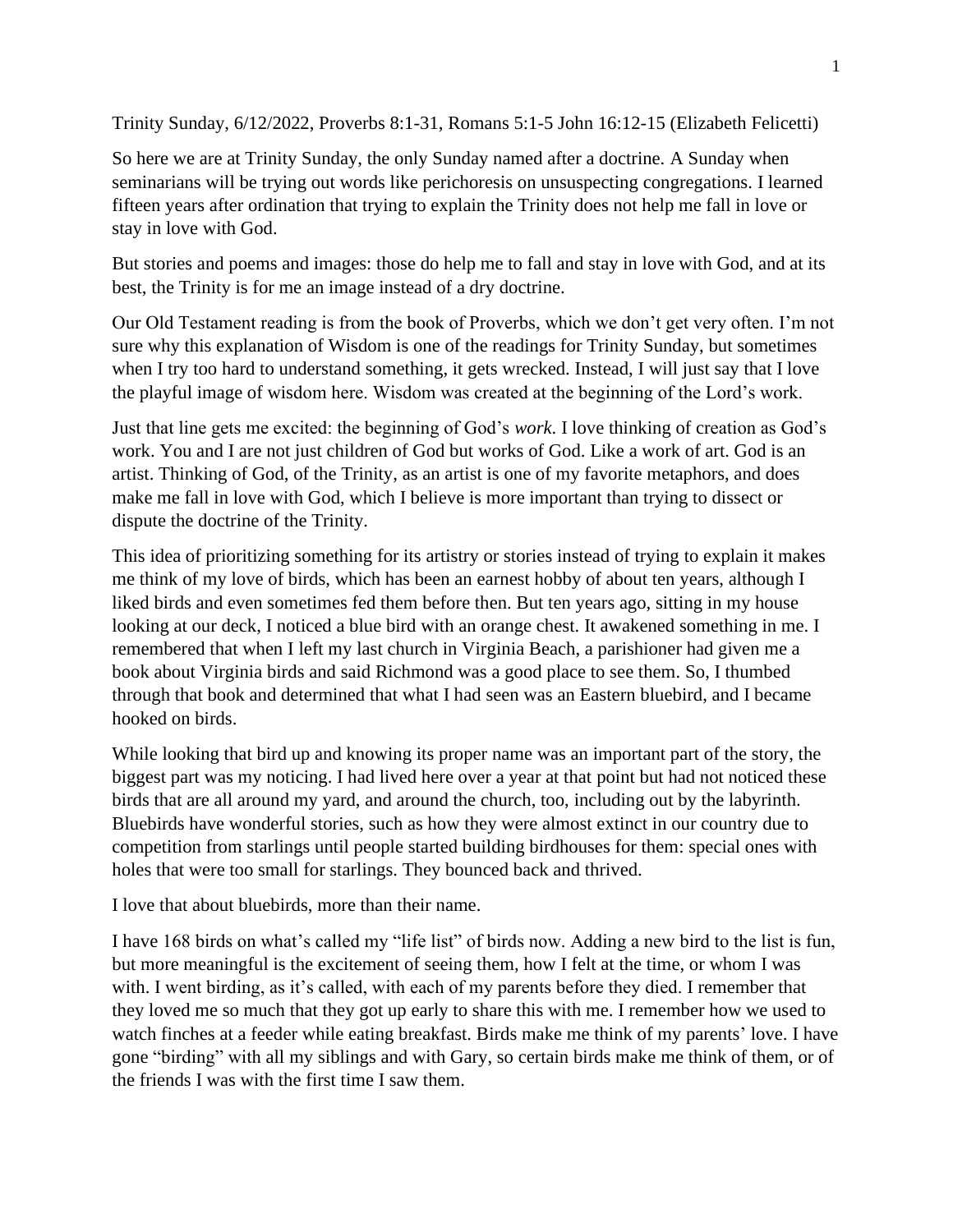Trinity Sunday, 6/12/2022, Proverbs 8:1-31, Romans 5:1-5 John 16:12-15 (Elizabeth Felicetti)

So here we are at Trinity Sunday, the only Sunday named after a doctrine. A Sunday when seminarians will be trying out words like perichoresis on unsuspecting congregations. I learned fifteen years after ordination that trying to explain the Trinity does not help me fall in love or stay in love with God.

But stories and poems and images: those do help me to fall and stay in love with God, and at its best, the Trinity is for me an image instead of a dry doctrine.

Our Old Testament reading is from the book of Proverbs, which we don't get very often. I'm not sure why this explanation of Wisdom is one of the readings for Trinity Sunday, but sometimes when I try too hard to understand something, it gets wrecked. Instead, I will just say that I love the playful image of wisdom here. Wisdom was created at the beginning of the Lord's work.

Just that line gets me excited: the beginning of God's *work*. I love thinking of creation as God's work. You and I are not just children of God but works of God. Like a work of art. God is an artist. Thinking of God, of the Trinity, as an artist is one of my favorite metaphors, and does make me fall in love with God, which I believe is more important than trying to dissect or dispute the doctrine of the Trinity.

This idea of prioritizing something for its artistry or stories instead of trying to explain it makes me think of my love of birds, which has been an earnest hobby of about ten years, although I liked birds and even sometimes fed them before then. But ten years ago, sitting in my house looking at our deck, I noticed a blue bird with an orange chest. It awakened something in me. I remembered that when I left my last church in Virginia Beach, a parishioner had given me a book about Virginia birds and said Richmond was a good place to see them. So, I thumbed through that book and determined that what I had seen was an Eastern bluebird, and I became hooked on birds.

While looking that bird up and knowing its proper name was an important part of the story, the biggest part was my noticing. I had lived here over a year at that point but had not noticed these birds that are all around my yard, and around the church, too, including out by the labyrinth. Bluebirds have wonderful stories, such as how they were almost extinct in our country due to competition from starlings until people started building birdhouses for them: special ones with holes that were too small for starlings. They bounced back and thrived.

I love that about bluebirds, more than their name.

I have 168 birds on what's called my "life list" of birds now. Adding a new bird to the list is fun, but more meaningful is the excitement of seeing them, how I felt at the time, or whom I was with. I went birding, as it's called, with each of my parents before they died. I remember that they loved me so much that they got up early to share this with me. I remember how we used to watch finches at a feeder while eating breakfast. Birds make me think of my parents' love. I have gone "birding" with all my siblings and with Gary, so certain birds make me think of them, or of the friends I was with the first time I saw them.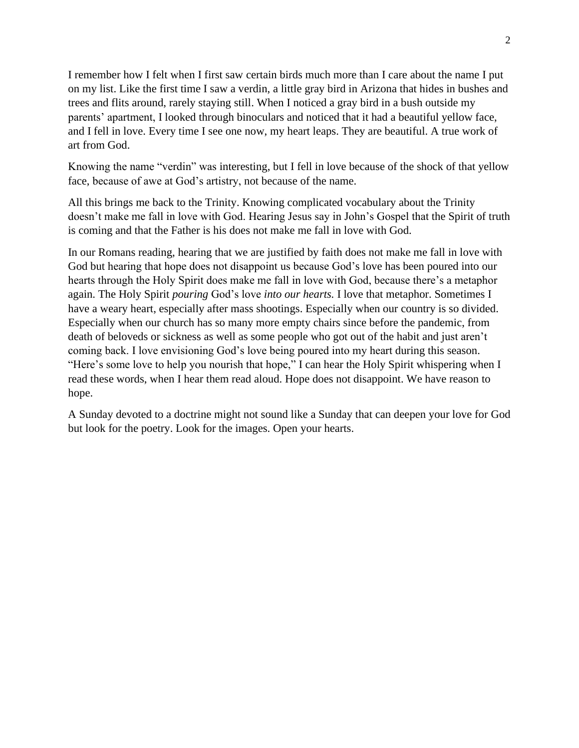I remember how I felt when I first saw certain birds much more than I care about the name I put on my list. Like the first time I saw a verdin, a little gray bird in Arizona that hides in bushes and trees and flits around, rarely staying still. When I noticed a gray bird in a bush outside my parents' apartment, I looked through binoculars and noticed that it had a beautiful yellow face, and I fell in love. Every time I see one now, my heart leaps. They are beautiful. A true work of art from God.

Knowing the name "verdin" was interesting, but I fell in love because of the shock of that yellow face, because of awe at God's artistry, not because of the name.

All this brings me back to the Trinity. Knowing complicated vocabulary about the Trinity doesn't make me fall in love with God. Hearing Jesus say in John's Gospel that the Spirit of truth is coming and that the Father is his does not make me fall in love with God.

In our Romans reading, hearing that we are justified by faith does not make me fall in love with God but hearing that hope does not disappoint us because God's love has been poured into our hearts through the Holy Spirit does make me fall in love with God, because there's a metaphor again. The Holy Spirit *pouring* God's love *into our hearts.* I love that metaphor. Sometimes I have a weary heart, especially after mass shootings. Especially when our country is so divided. Especially when our church has so many more empty chairs since before the pandemic, from death of beloveds or sickness as well as some people who got out of the habit and just aren't coming back. I love envisioning God's love being poured into my heart during this season. "Here's some love to help you nourish that hope," I can hear the Holy Spirit whispering when I read these words, when I hear them read aloud. Hope does not disappoint. We have reason to hope.

A Sunday devoted to a doctrine might not sound like a Sunday that can deepen your love for God but look for the poetry. Look for the images. Open your hearts.